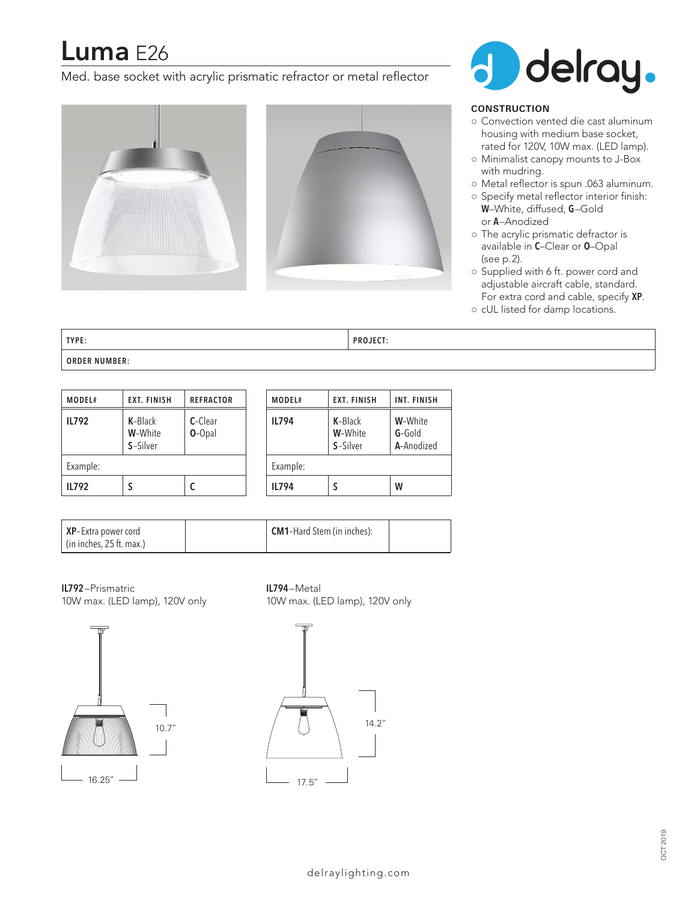# Luma E26

Med. base socket with acrylic prismatic refractor or metal reflector

delray.

## CONSTRUCTION

- Convection vented die cast aluminum housing with medium base socket, rated for 120V, 10W max. (LED lamp).
- Minimalist canopy mounts to J-Box with mudring.
- Metal reflector is spun .063 aluminum.
- Specify metal reflector interior finish: **W**–White, diffused, **G**–Gold or **A**–Anodized
- The acrylic prismatic defractor is available in **C**–Clear or **O**–Opal (see p.2).
- Supplied with 6 ft. power cord and adjustable aircraft cable, standard. For extra cord and cable, specify **XP**.
- cUL listed for damp locations.

| TYPE: | PROJECT: |
|---|---|
| ORDER NUMBER: | |

| MODEL# | EXT. FINISH | REFRACTOR |
|---|---|---|
| **IL792** | **K**-Black<br>**W**-White<br>**S**-Silver | **C**-Clear<br>**O**-Opal |
| Example: | | |
| **IL792** | **S** | **C** |

| MODEL# | EXT. FINISH | INT. FINISH |
|---|---|---|
| **IL794** | **K**-Black<br>**W**-White<br>**S**-Silver | **W**-White<br>**G**-Gold<br>**A**-Anodized |
| Example: | | |
| **IL794** | **S** | **W** |

| **XP**-Extra power cord (in inches, 25 ft. max.) | |
|---|---|

| **CM1**-Hard Stem (in inches): | |
|---|---|

**IL792**–Prismatric
10W max. (LED lamp), 120V only

10.7"

16.25"

**IL794**–Metal
10W max. (LED lamp), 120V only

14.2"

17.5"

delraylighting.com

OCT 2019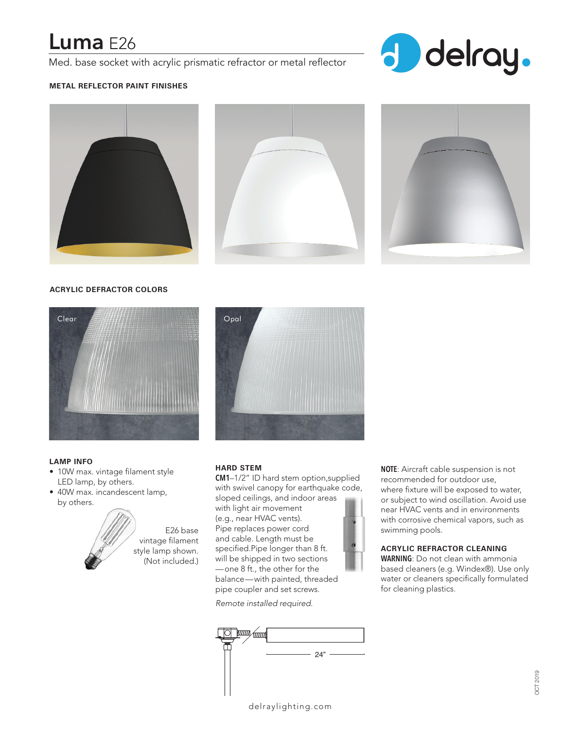# Luma E26

Med. base socket with acrylic prismatic refractor or metal reflector

delray.

**METAL REFLECTOR PAINT FINISHES**

**ACRYLIC DEFRACTOR COLORS**

Clear

Opal

**LAMP INFO**

- 10W max. vintage filament style LED lamp, by others.
- 40W max. incandescent lamp, by others.

E26 base vintage filament style lamp shown. (Not included.)

**HARD STEM**

**CM1**–1/2" ID hard stem option,supplied with swivel canopy for earthquake code, sloped ceilings, and indoor areas with light air movement (e.g., near HVAC vents). Pipe replaces power cord and cable. Length must be specified.Pipe longer than 8 ft. will be shipped in two sections —one 8 ft., the other for the balance—with painted, threaded pipe coupler and set screws.

*Remote installed required.*

24"

**NOTE**: Aircraft cable suspension is not recommended for outdoor use, where fixture will be exposed to water, or subject to wind oscillation. Avoid use near HVAC vents and in environments with corrosive chemical vapors, such as swimming pools.

**ACRYLIC REFRACTOR CLEANING**

**WARNING**: Do not clean with ammonia based cleaners (e.g. Windex®). Use only water or cleaners specifically formulated for cleaning plastics.

delraylighting.com

OCT 2019